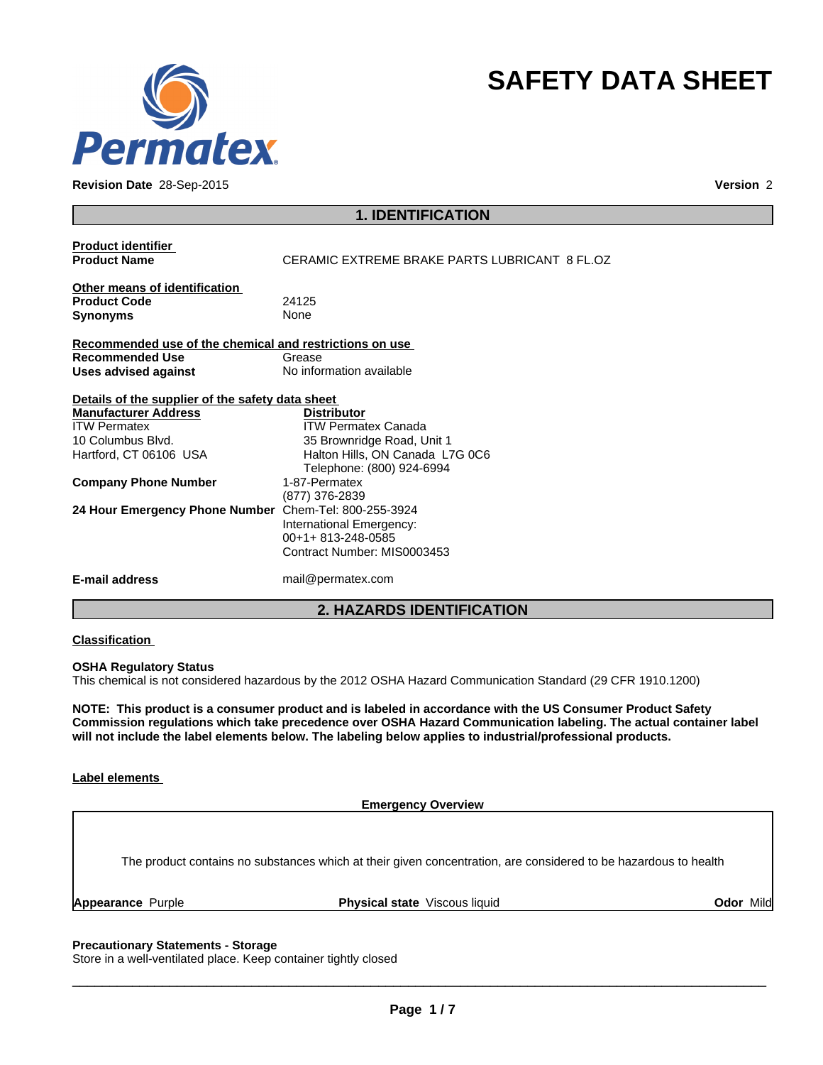# SAFETY DATA SHEET

**Revision Date** 28-Sep-2015 **Version** 2

## 1. IDENTIFICATION

**Product identifier**

| | |
|---|---|
| **Product Name** | CERAMIC EXTREME BRAKE PARTS LUBRICANT 8 FL.OZ |

**Other means of identification**

| | |
|---|---|
| **Product Code** | 24125 |
| **Synonyms** | None |

**Recommended use of the chemical and restrictions on use**

| | |
|---|---|
| **Recommended Use** | Grease |
| **Uses advised against** | No information available |

**Details of the supplier of the safety data sheet**

**Manufacturer Address**
ITW Permatex
10 Columbus Blvd.
Hartford, CT 06106 USA

**Distributor**
ITW Permatex Canada
35 Brownridge Road, Unit 1
Halton Hills, ON Canada L7G 0C6
Telephone: (800) 924-6994

| | |
|---|---|
| **Company Phone Number** | 1-87-Permatex<br>(877) 376-2839 |
| **24 Hour Emergency Phone Number** | Chem-Tel: 800-255-3924<br>International Emergency:<br>00+1+ 813-248-0585<br>Contract Number: MIS0003453 |
| **E-mail address** | mail@permatex.com |

## 2. HAZARDS IDENTIFICATION

**Classification**

**OSHA Regulatory Status**
This chemical is not considered hazardous by the 2012 OSHA Hazard Communication Standard (29 CFR 1910.1200)

**NOTE: This product is a consumer product and is labeled in accordance with the US Consumer Product Safety Commission regulations which take precedence over OSHA Hazard Communication labeling. The actual container label will not include the label elements below. The labeling below applies to industrial/professional products.**

**Label elements**

**Emergency Overview**

The product contains no substances which at their given concentration, are considered to be hazardous to health

**Appearance** Purple **Physical state** Viscous liquid **Odor** Mild

**Precautionary Statements - Storage**
Store in a well-ventilated place. Keep container tightly closed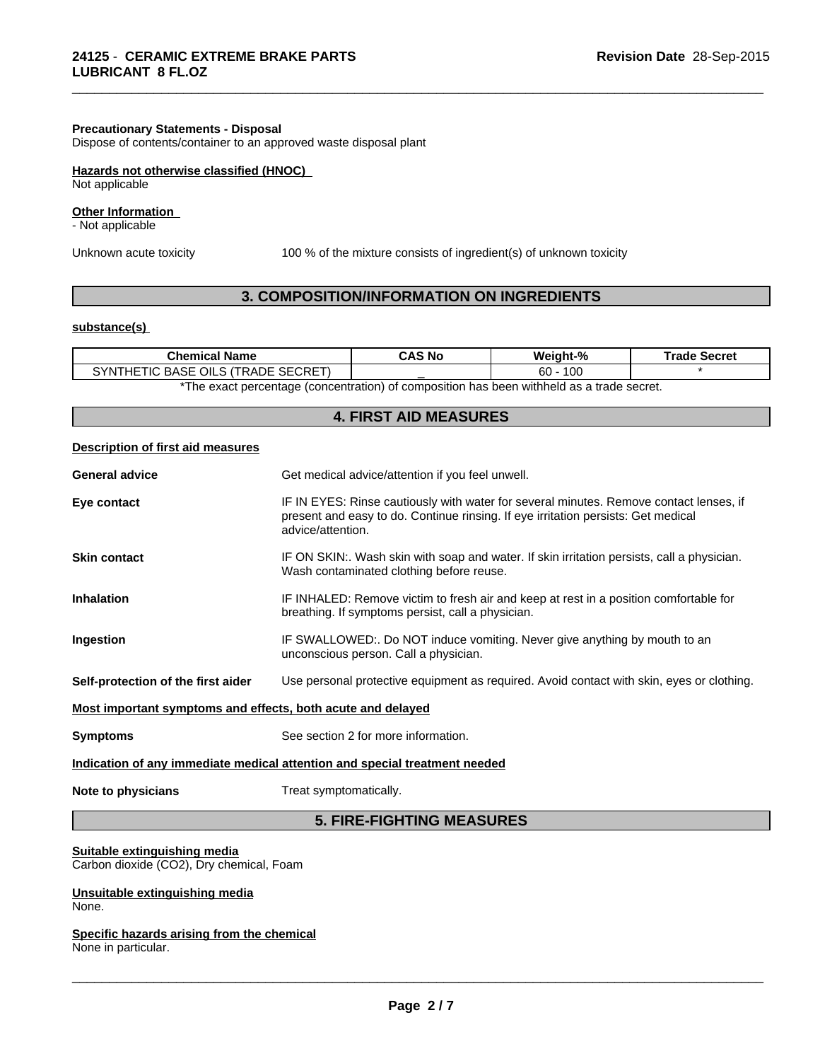**Precautionary Statements - Disposal**
Dispose of contents/container to an approved waste disposal plant

**Hazards not otherwise classified (HNOC)**
Not applicable

**Other Information**
- Not applicable

Unknown acute toxicity 100 % of the mixture consists of ingredient(s) of unknown toxicity

## 3. COMPOSITION/INFORMATION ON INGREDIENTS

**substance(s)**

| Chemical Name | CAS No | Weight-% | Trade Secret |
|---|---|---|---|
| SYNTHETIC BASE OILS (TRADE SECRET) | _ | 60 - 100 | * |

*The exact percentage (concentration) of composition has been withheld as a trade secret.

## 4. FIRST AID MEASURES

**Description of first aid measures**

**General advice** Get medical advice/attention if you feel unwell.

**Eye contact** IF IN EYES: Rinse cautiously with water for several minutes. Remove contact lenses, if present and easy to do. Continue rinsing. If eye irritation persists: Get medical advice/attention.

**Skin contact** IF ON SKIN:. Wash skin with soap and water. If skin irritation persists, call a physician. Wash contaminated clothing before reuse.

**Inhalation** IF INHALED: Remove victim to fresh air and keep at rest in a position comfortable for breathing. If symptoms persist, call a physician.

**Ingestion** IF SWALLOWED:. Do NOT induce vomiting. Never give anything by mouth to an unconscious person. Call a physician.

**Self-protection of the first aider** Use personal protective equipment as required. Avoid contact with skin, eyes or clothing.

**Most important symptoms and effects, both acute and delayed**

**Symptoms** See section 2 for more information.

**Indication of any immediate medical attention and special treatment needed**

**Note to physicians** Treat symptomatically.

## 5. FIRE-FIGHTING MEASURES

**Suitable extinguishing media**
Carbon dioxide ($CO_2$), Dry chemical, Foam

**Unsuitable extinguishing media**
None.

**Specific hazards arising from the chemical**
None in particular.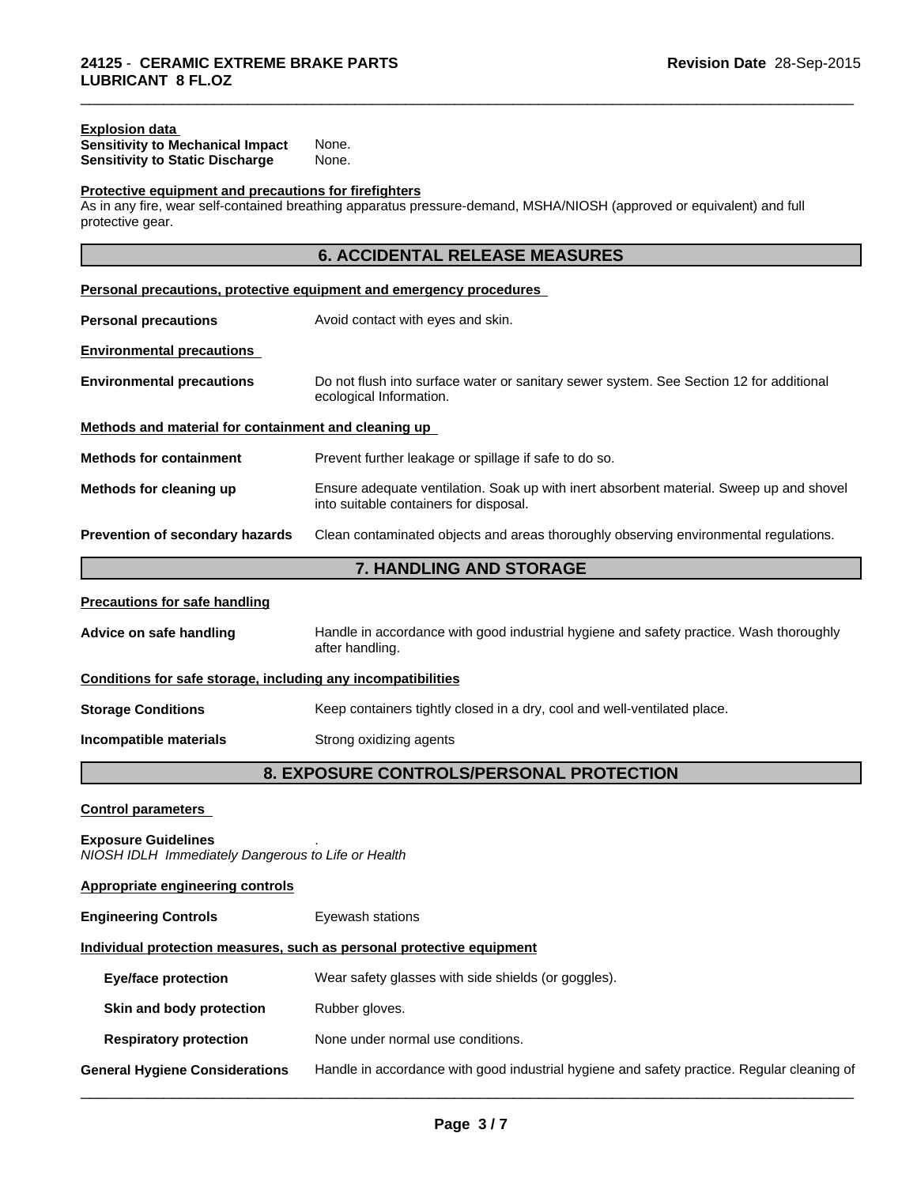**Explosion data**

**Sensitivity to Mechanical Impact** None.
**Sensitivity to Static Discharge** None.

**Protective equipment and precautions for firefighters**

As in any fire, wear self-contained breathing apparatus pressure-demand, MSHA/NIOSH (approved or equivalent) and full protective gear.

## 6. ACCIDENTAL RELEASE MEASURES

**Personal precautions, protective equipment and emergency procedures**

**Personal precautions** Avoid contact with eyes and skin.

**Environmental precautions**

**Environmental precautions** Do not flush into surface water or sanitary sewer system. See Section 12 for additional ecological Information.

**Methods and material for containment and cleaning up**

**Methods for containment** Prevent further leakage or spillage if safe to do so.

**Methods for cleaning up** Ensure adequate ventilation. Soak up with inert absorbent material. Sweep up and shovel into suitable containers for disposal.

**Prevention of secondary hazards** Clean contaminated objects and areas thoroughly observing environmental regulations.

## 7. HANDLING AND STORAGE

**Precautions for safe handling**

**Advice on safe handling** Handle in accordance with good industrial hygiene and safety practice. Wash thoroughly after handling.

**Conditions for safe storage, including any incompatibilities**

**Storage Conditions** Keep containers tightly closed in a dry, cool and well-ventilated place.

**Incompatible materials** Strong oxidizing agents

## 8. EXPOSURE CONTROLS/PERSONAL PROTECTION

**Control parameters**

**Exposure Guidelines** .
*NIOSH IDLH Immediately Dangerous to Life or Health*

**Appropriate engineering controls**

**Engineering Controls** Eyewash stations

**Individual protection measures, such as personal protective equipment**

**Eye/face protection** Wear safety glasses with side shields (or goggles).

**Skin and body protection** Rubber gloves.

**Respiratory protection** None under normal use conditions.

**General Hygiene Considerations** Handle in accordance with good industrial hygiene and safety practice. Regular cleaning of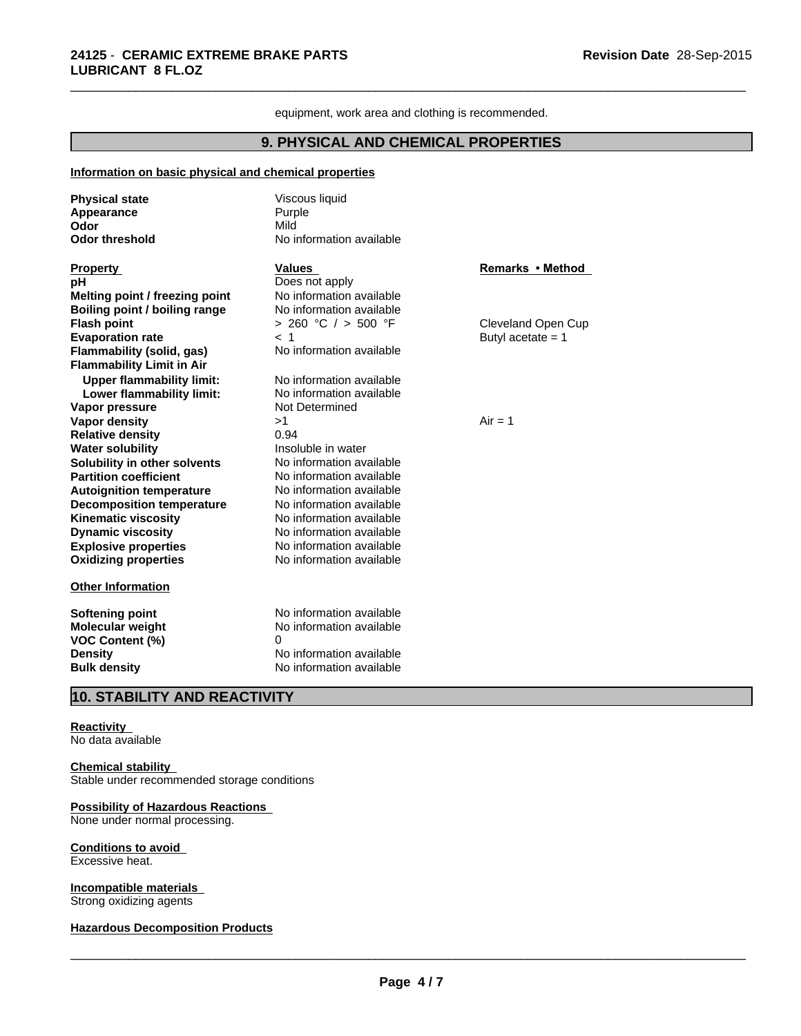equipment, work area and clothing is recommended.

## 9. PHYSICAL AND CHEMICAL PROPERTIES

**Information on basic physical and chemical properties**

| | |
|---|---|
| **Physical state** | Viscous liquid |
| **Appearance** | Purple |
| **Odor** | Mild |
| **Odor threshold** | No information available |

| **Property** | **Values** | **Remarks • Method** |
|---|---|---|
| **pH** | Does not apply | |
| **Melting point / freezing point** | No information available | |
| **Boiling point / boiling range** | No information available | |
| **Flash point** | > 260 °C / > 500 °F | Cleveland Open Cup |
| **Evaporation rate** | < 1 | Butyl acetate = 1 |
| **Flammability (solid, gas)** | No information available | |
| **Flammability Limit in Air** | | |
| **Upper flammability limit:** | No information available | |
| **Lower flammability limit:** | No information available | |
| **Vapor pressure** | Not Determined | |
| **Vapor density** | >1 | Air = 1 |
| **Relative density** | 0.94 | |
| **Water solubility** | Insoluble in water | |
| **Solubility in other solvents** | No information available | |
| **Partition coefficient** | No information available | |
| **Autoignition temperature** | No information available | |
| **Decomposition temperature** | No information available | |
| **Kinematic viscosity** | No information available | |
| **Dynamic viscosity** | No information available | |
| **Explosive properties** | No information available | |
| **Oxidizing properties** | No information available | |

**Other Information**

| | |
|---|---|
| **Softening point** | No information available |
| **Molecular weight** | No information available |
| **VOC Content (%)** | 0 |
| **Density** | No information available |
| **Bulk density** | No information available |

## 10. STABILITY AND REACTIVITY

**Reactivity**
No data available

**Chemical stability**
Stable under recommended storage conditions

**Possibility of Hazardous Reactions**
None under normal processing.

**Conditions to avoid**
Excessive heat.

**Incompatible materials**
Strong oxidizing agents

**Hazardous Decomposition Products**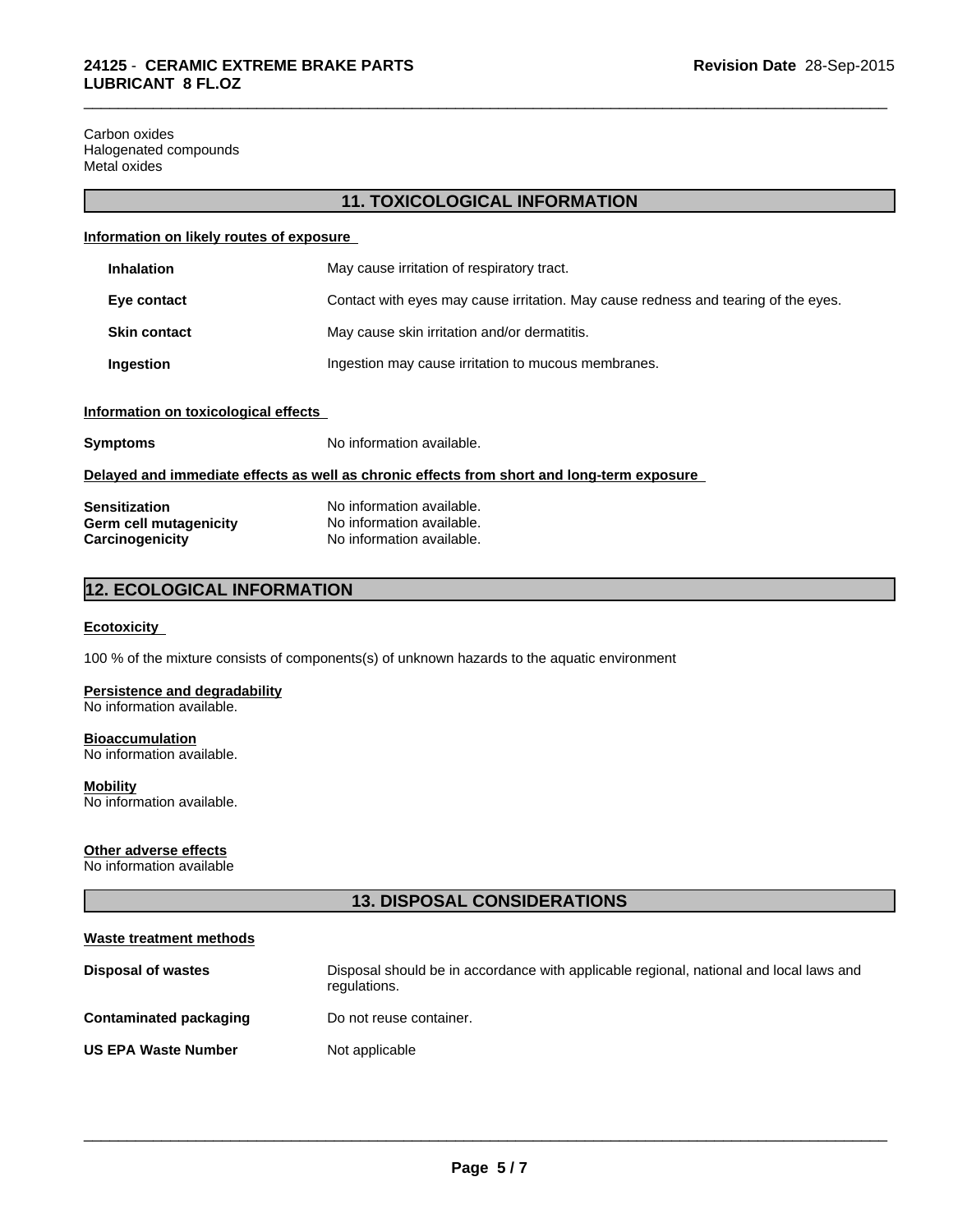Carbon oxides
Halogenated compounds
Metal oxides

## 11. TOXICOLOGICAL INFORMATION

**Information on likely routes of exposure**

| | |
|---|---|
| **Inhalation** | May cause irritation of respiratory tract. |
| **Eye contact** | Contact with eyes may cause irritation. May cause redness and tearing of the eyes. |
| **Skin contact** | May cause skin irritation and/or dermatitis. |
| **Ingestion** | Ingestion may cause irritation to mucous membranes. |

**Information on toxicological effects**

**Symptoms** No information available.

**Delayed and immediate effects as well as chronic effects from short and long-term exposure**

| | |
|---|---|
| **Sensitization** | No information available. |
| **Germ cell mutagenicity** | No information available. |
| **Carcinogenicity** | No information available. |

## 12. ECOLOGICAL INFORMATION

**Ecotoxicity**

100 % of the mixture consists of components(s) of unknown hazards to the aquatic environment

**Persistence and degradability**
No information available.

**Bioaccumulation**
No information available.

**Mobility**
No information available.

**Other adverse effects**
No information available

## 13. DISPOSAL CONSIDERATIONS

**Waste treatment methods**

| | |
|---|---|
| **Disposal of wastes** | Disposal should be in accordance with applicable regional, national and local laws and regulations. |
| **Contaminated packaging** | Do not reuse container. |
| **US EPA Waste Number** | Not applicable |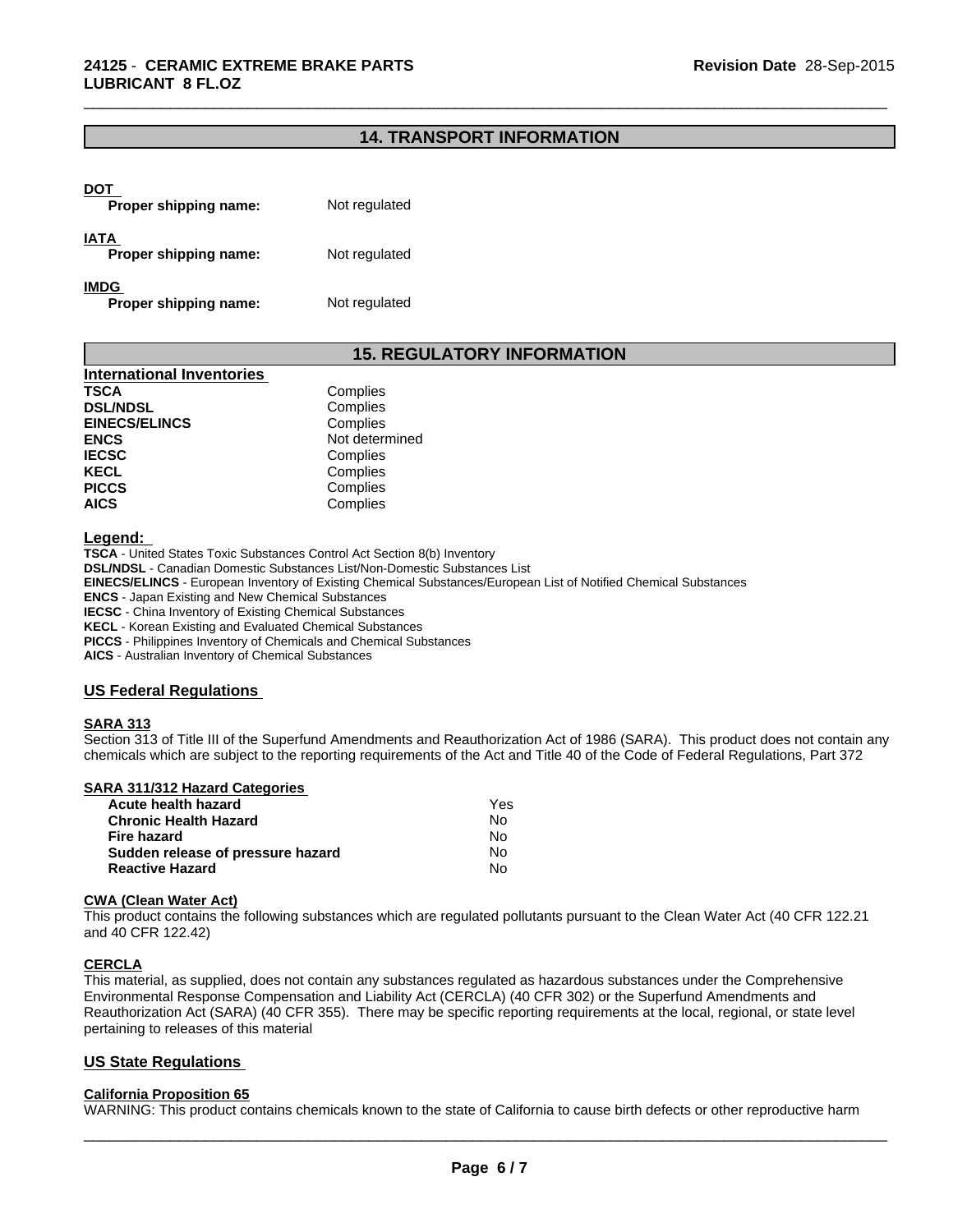## 14. TRANSPORT INFORMATION

**DOT**

| | |
|---|---|
| **Proper shipping name:** | Not regulated |

**IATA**

| | |
|---|---|
| **Proper shipping name:** | Not regulated |

**IMDG**

| | |
|---|---|
| **Proper shipping name:** | Not regulated |

## 15. REGULATORY INFORMATION

**International Inventories**

| | |
|---|---|
| **TSCA** | Complies |
| **DSL/NDSL** | Complies |
| **EINECS/ELINCS** | Complies |
| **ENCS** | Not determined |
| **IECSC** | Complies |
| **KECL** | Complies |
| **PICCS** | Complies |
| **AICS** | Complies |

**Legend:**

**TSCA** - United States Toxic Substances Control Act Section 8(b) Inventory
**DSL/NDSL** - Canadian Domestic Substances List/Non-Domestic Substances List
**EINECS/ELINCS** - European Inventory of Existing Chemical Substances/European List of Notified Chemical Substances
**ENCS** - Japan Existing and New Chemical Substances
**IECSC** - China Inventory of Existing Chemical Substances
**KECL** - Korean Existing and Evaluated Chemical Substances
**PICCS** - Philippines Inventory of Chemicals and Chemical Substances
**AICS** - Australian Inventory of Chemical Substances

### US Federal Regulations

**SARA 313**

Section 313 of Title III of the Superfund Amendments and Reauthorization Act of 1986 (SARA). This product does not contain any chemicals which are subject to the reporting requirements of the Act and Title 40 of the Code of Federal Regulations, Part 372

**SARA 311/312 Hazard Categories**

| | |
|---|---|
| **Acute health hazard** | Yes |
| **Chronic Health Hazard** | No |
| **Fire hazard** | No |
| **Sudden release of pressure hazard** | No |
| **Reactive Hazard** | No |

**CWA (Clean Water Act)**

This product contains the following substances which are regulated pollutants pursuant to the Clean Water Act (40 CFR 122.21 and 40 CFR 122.42)

**CERCLA**

This material, as supplied, does not contain any substances regulated as hazardous substances under the Comprehensive Environmental Response Compensation and Liability Act (CERCLA) (40 CFR 302) or the Superfund Amendments and Reauthorization Act (SARA) (40 CFR 355). There may be specific reporting requirements at the local, regional, or state level pertaining to releases of this material

### US State Regulations

**California Proposition 65**

WARNING: This product contains chemicals known to the state of California to cause birth defects or other reproductive harm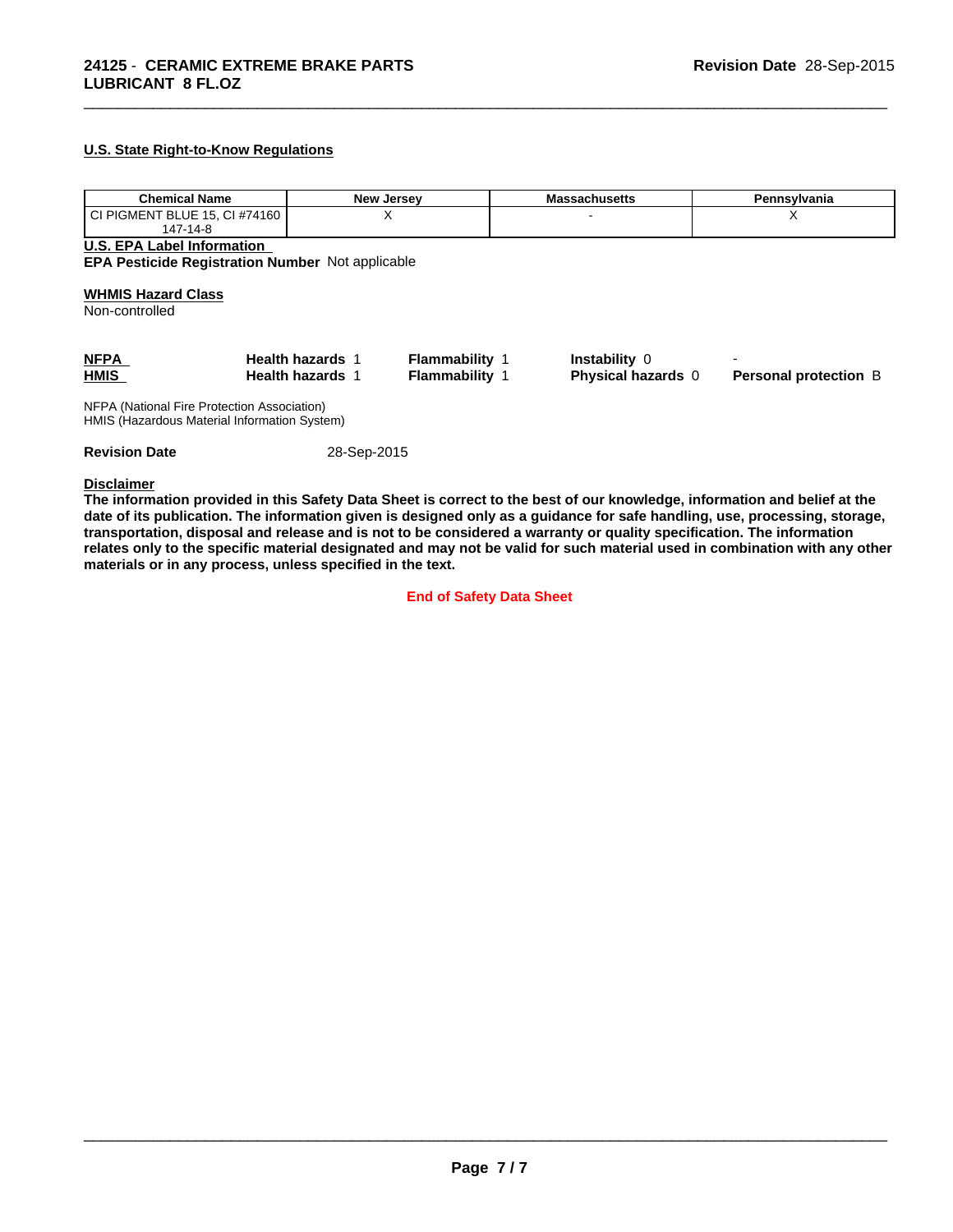### U.S. State Right-to-Know Regulations

| Chemical Name | New Jersey | Massachusetts | Pennsylvania |
|---|---|---|---|
| CI PIGMENT BLUE 15, CI #74160 147-14-8 | X | - | X |

### U.S. EPA Label Information

**EPA Pesticide Registration Number** Not applicable

### WHMIS Hazard Class

Non-controlled

| | | | | |
|---|---|---|---|---|
| **NFPA** | **Health hazards** 1 | **Flammability** 1 | **Instability** 0 | - |
| **HMIS** | **Health hazards** 1 | **Flammability** 1 | **Physical hazards** 0 | **Personal protection** B |

NFPA (National Fire Protection Association)
HMIS (Hazardous Material Information System)

**Revision Date** 28-Sep-2015

### Disclaimer

**The information provided in this Safety Data Sheet is correct to the best of our knowledge, information and belief at the date of its publication. The information given is designed only as a guidance for safe handling, use, processing, storage, transportation, disposal and release and is not to be considered a warranty or quality specification. The information relates only to the specific material designated and may not be valid for such material used in combination with any other materials or in any process, unless specified in the text.**

**End of Safety Data Sheet**